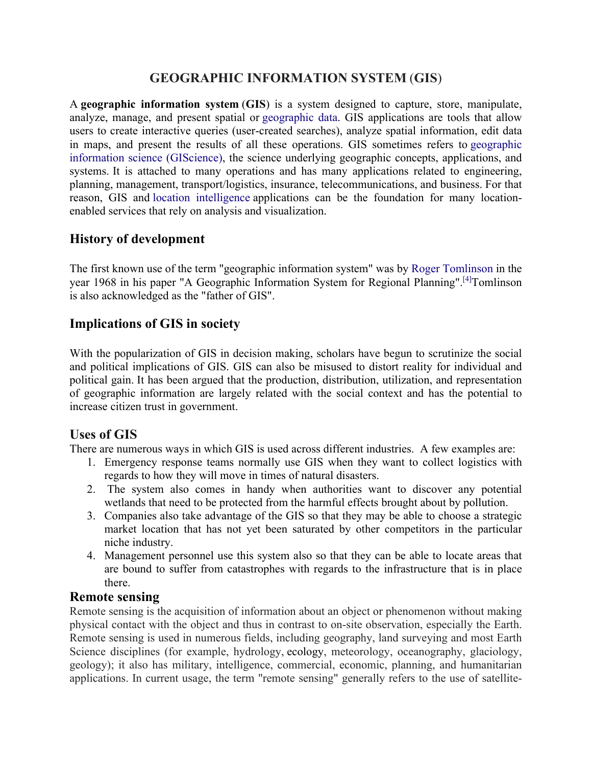# GEOGRAPHIC INFORMATION SYSTEM (GIS)

A **geographic information system** (**GIS**) is a system designed to capture, store, manipulate, analyze, manage, and present spatial or geographic data. GIS applications are tools that allow users to create interactive queries (user-created searches), analyze spatial information, edit data in maps, and present the results of all these operations. GIS sometimes refers to geographic information science (GIScience), the science underlying geographic concepts, applications, and systems. It is attached to many operations and has many applications related to engineering, planning, management, transport/logistics, insurance, telecommunications, and business. For that reason, GIS and location intelligence applications can be the foundation for many location-enabled services that rely on analysis and visualization.

## History of development

The first known use of the term "geographic information system" was by Roger Tomlinson in the year 1968 in his paper "A Geographic Information System for Regional Planning".[4]Tomlinson is also acknowledged as the "father of GIS".

## Implications of GIS in society

With the popularization of GIS in decision making, scholars have begun to scrutinize the social and political implications of GIS. GIS can also be misused to distort reality for individual and political gain. It has been argued that the production, distribution, utilization, and representation of geographic information are largely related with the social context and has the potential to increase citizen trust in government.

## Uses of GIS

There are numerous ways in which GIS is used across different industries. A few examples are:

1. Emergency response teams normally use GIS when they want to collect logistics with regards to how they will move in times of natural disasters.
2. The system also comes in handy when authorities want to discover any potential wetlands that need to be protected from the harmful effects brought about by pollution.
3. Companies also take advantage of the GIS so that they may be able to choose a strategic market location that has not yet been saturated by other competitors in the particular niche industry.
4. Management personnel use this system also so that they can be able to locate areas that are bound to suffer from catastrophes with regards to the infrastructure that is in place there.

## Remote sensing

Remote sensing is the acquisition of information about an object or phenomenon without making physical contact with the object and thus in contrast to on-site observation, especially the Earth. Remote sensing is used in numerous fields, including geography, land surveying and most Earth Science disciplines (for example, hydrology, ecology, meteorology, oceanography, glaciology, geology); it also has military, intelligence, commercial, economic, planning, and humanitarian applications. In current usage, the term "remote sensing" generally refers to the use of satellite-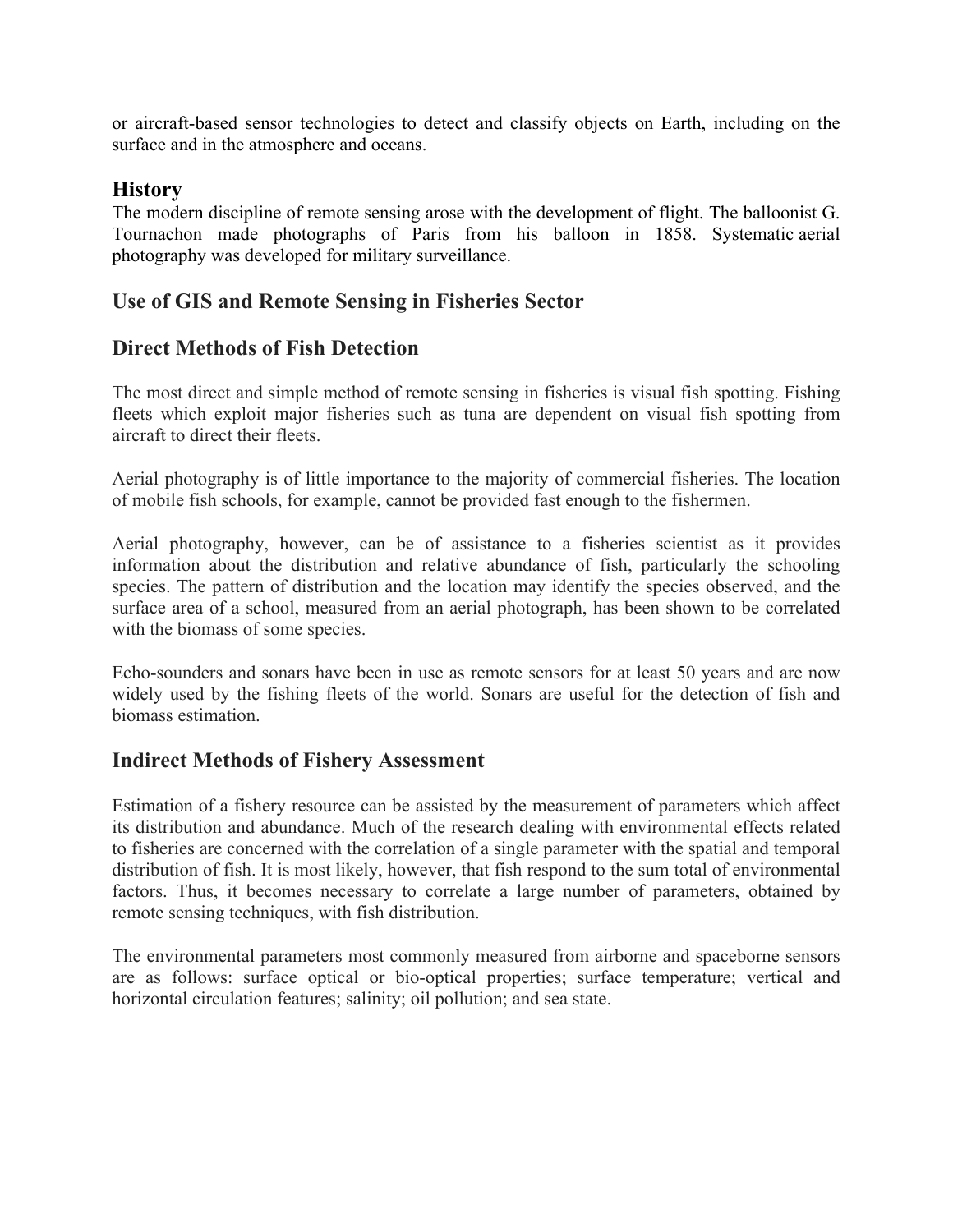or aircraft-based sensor technologies to detect and classify objects on Earth, including on the surface and in the atmosphere and oceans.

## History

The modern discipline of remote sensing arose with the development of flight. The balloonist G. Tournachon made photographs of Paris from his balloon in 1858. Systematic aerial photography was developed for military surveillance.

## Use of GIS and Remote Sensing in Fisheries Sector

## Direct Methods of Fish Detection

The most direct and simple method of remote sensing in fisheries is visual fish spotting. Fishing fleets which exploit major fisheries such as tuna are dependent on visual fish spotting from aircraft to direct their fleets.

Aerial photography is of little importance to the majority of commercial fisheries. The location of mobile fish schools, for example, cannot be provided fast enough to the fishermen.

Aerial photography, however, can be of assistance to a fisheries scientist as it provides information about the distribution and relative abundance of fish, particularly the schooling species. The pattern of distribution and the location may identify the species observed, and the surface area of a school, measured from an aerial photograph, has been shown to be correlated with the biomass of some species.

Echo-sounders and sonars have been in use as remote sensors for at least 50 years and are now widely used by the fishing fleets of the world. Sonars are useful for the detection of fish and biomass estimation.

## Indirect Methods of Fishery Assessment

Estimation of a fishery resource can be assisted by the measurement of parameters which affect its distribution and abundance. Much of the research dealing with environmental effects related to fisheries are concerned with the correlation of a single parameter with the spatial and temporal distribution of fish. It is most likely, however, that fish respond to the sum total of environmental factors. Thus, it becomes necessary to correlate a large number of parameters, obtained by remote sensing techniques, with fish distribution.

The environmental parameters most commonly measured from airborne and spaceborne sensors are as follows: surface optical or bio-optical properties; surface temperature; vertical and horizontal circulation features; salinity; oil pollution; and sea state.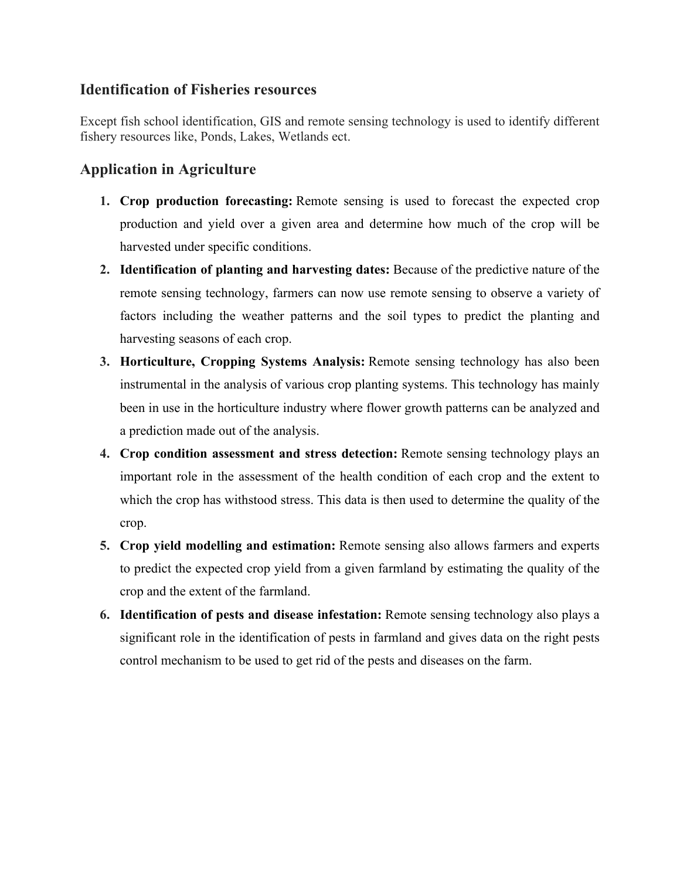## Identification of Fisheries resources

Except fish school identification, GIS and remote sensing technology is used to identify different fishery resources like, Ponds, Lakes, Wetlands ect.

## Application in Agriculture

1. **Crop production forecasting:** Remote sensing is used to forecast the expected crop production and yield over a given area and determine how much of the crop will be harvested under specific conditions.
2. **Identification of planting and harvesting dates:** Because of the predictive nature of the remote sensing technology, farmers can now use remote sensing to observe a variety of factors including the weather patterns and the soil types to predict the planting and harvesting seasons of each crop.
3. **Horticulture, Cropping Systems Analysis:** Remote sensing technology has also been instrumental in the analysis of various crop planting systems. This technology has mainly been in use in the horticulture industry where flower growth patterns can be analyzed and a prediction made out of the analysis.
4. **Crop condition assessment and stress detection:** Remote sensing technology plays an important role in the assessment of the health condition of each crop and the extent to which the crop has withstood stress. This data is then used to determine the quality of the crop.
5. **Crop yield modelling and estimation:** Remote sensing also allows farmers and experts to predict the expected crop yield from a given farmland by estimating the quality of the crop and the extent of the farmland.
6. **Identification of pests and disease infestation:** Remote sensing technology also plays a significant role in the identification of pests in farmland and gives data on the right pests control mechanism to be used to get rid of the pests and diseases on the farm.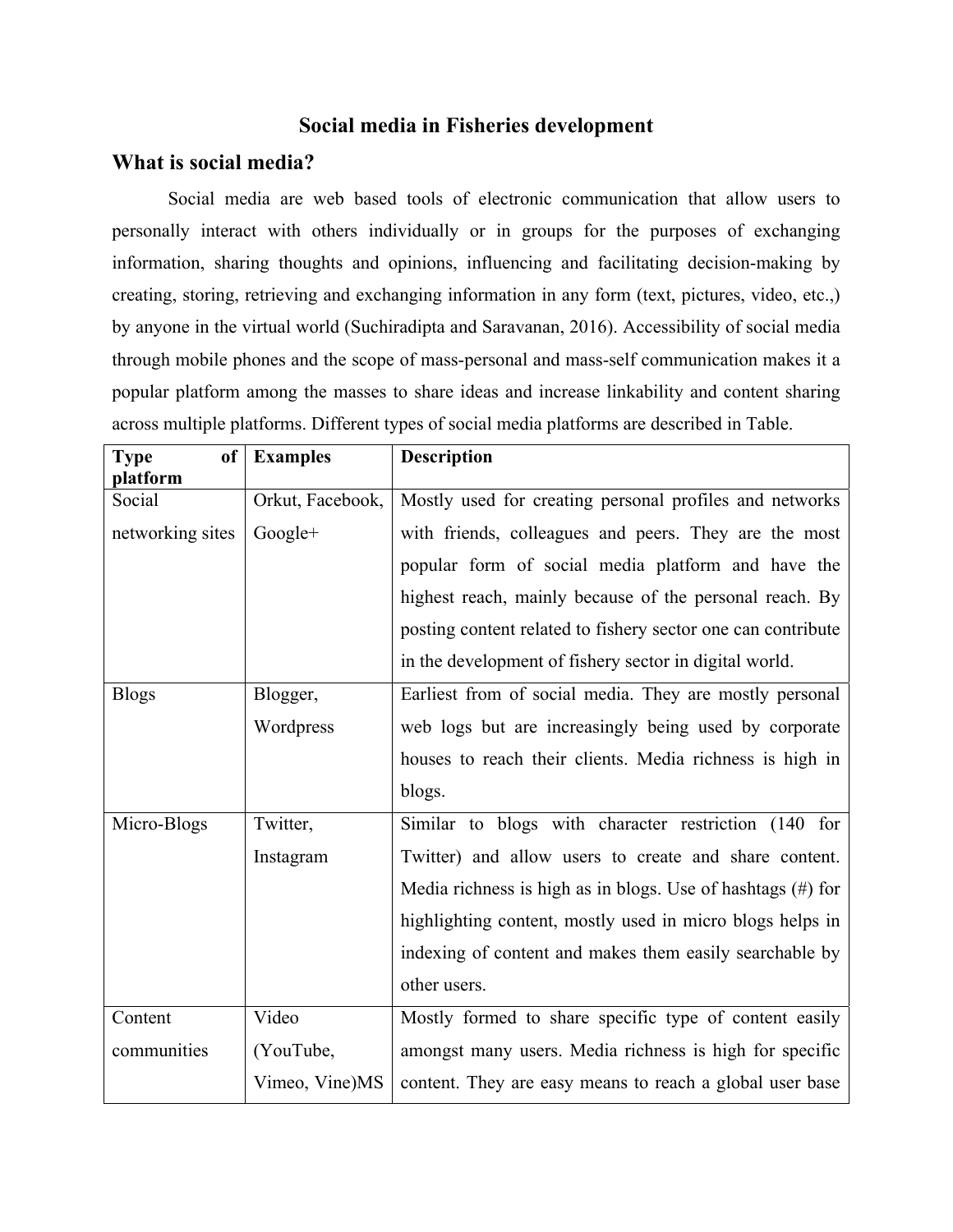# Social media in Fisheries development

## What is social media?

Social media are web based tools of electronic communication that allow users to personally interact with others individually or in groups for the purposes of exchanging information, sharing thoughts and opinions, influencing and facilitating decision-making by creating, storing, retrieving and exchanging information in any form (text, pictures, video, etc.,) by anyone in the virtual world (Suchiradipta and Saravanan, 2016). Accessibility of social media through mobile phones and the scope of mass-personal and mass-self communication makes it a popular platform among the masses to share ideas and increase linkability and content sharing across multiple platforms. Different types of social media platforms are described in Table.

| Type of platform | Examples | Description |
|---|---|---|
| Social networking sites | Orkut, Facebook, Google+ | Mostly used for creating personal profiles and networks with friends, colleagues and peers. They are the most popular form of social media platform and have the highest reach, mainly because of the personal reach. By posting content related to fishery sector one can contribute in the development of fishery sector in digital world. |
| Blogs | Blogger, Wordpress | Earliest from of social media. They are mostly personal web logs but are increasingly being used by corporate houses to reach their clients. Media richness is high in blogs. |
| Micro-Blogs | Twitter, Instagram | Similar to blogs with character restriction (140 for Twitter) and allow users to create and share content. Media richness is high as in blogs. Use of hashtags (#) for highlighting content, mostly used in micro blogs helps in indexing of content and makes them easily searchable by other users. |
| Content communities | Video (YouTube, Vimeo, Vine)MS | Mostly formed to share specific type of content easily amongst many users. Media richness is high for specific content. They are easy means to reach a global user base |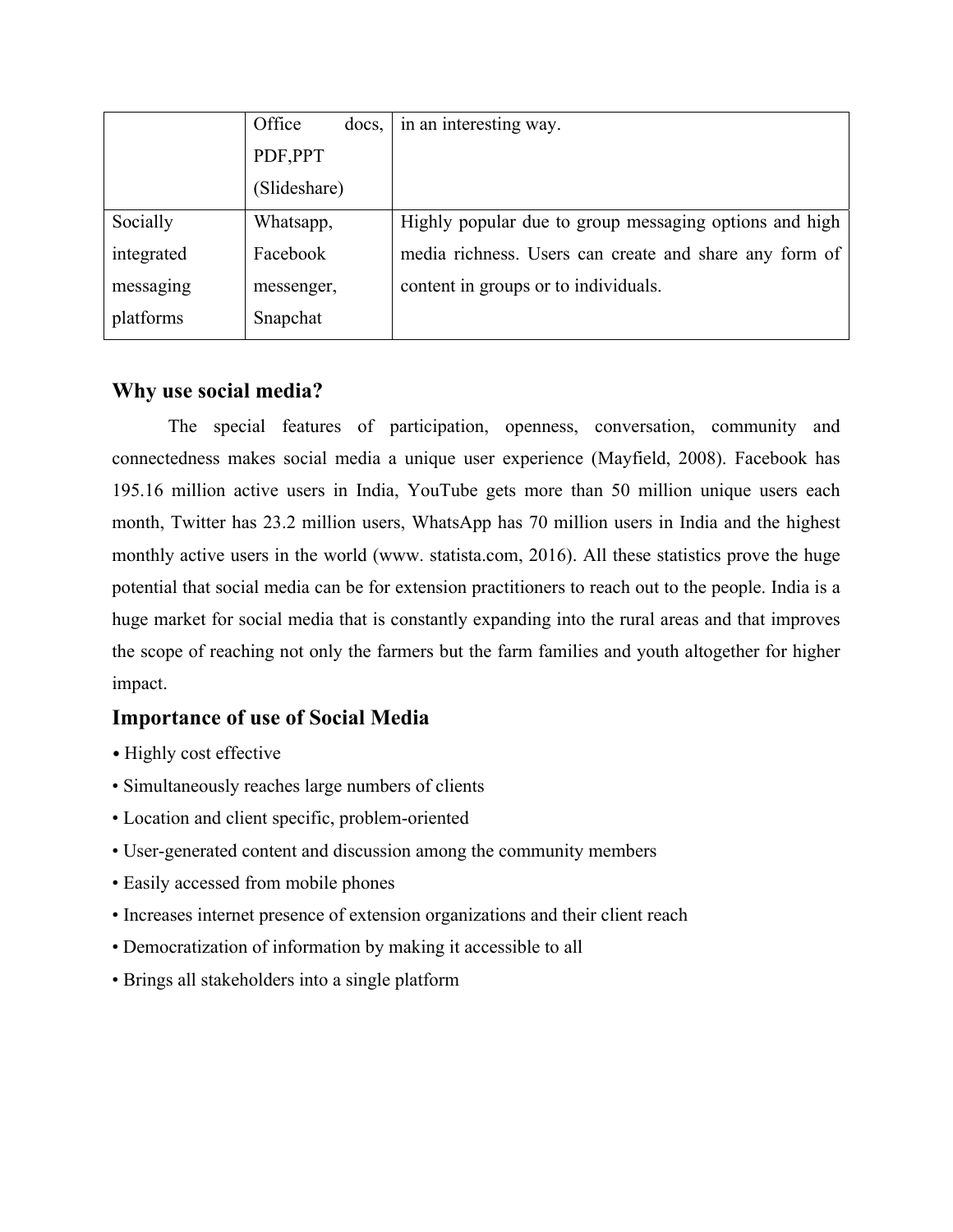| | | |
|---|---|---|
| | Office docs, PDF,PPT (Slideshare) | in an interesting way. |
| Socially integrated messaging platforms | Whatsapp, Facebook messenger, Snapchat | Highly popular due to group messaging options and high media richness. Users can create and share any form of content in groups or to individuals. |

## Why use social media?

The special features of participation, openness, conversation, community and connectedness makes social media a unique user experience (Mayfield, 2008). Facebook has 195.16 million active users in India, YouTube gets more than 50 million unique users each month, Twitter has 23.2 million users, WhatsApp has 70 million users in India and the highest monthly active users in the world (www. statista.com, 2016). All these statistics prove the huge potential that social media can be for extension practitioners to reach out to the people. India is a huge market for social media that is constantly expanding into the rural areas and that improves the scope of reaching not only the farmers but the farm families and youth altogether for higher impact.

## Importance of use of Social Media

- Highly cost effective
- Simultaneously reaches large numbers of clients
- Location and client specific, problem-oriented
- User-generated content and discussion among the community members
- Easily accessed from mobile phones
- Increases internet presence of extension organizations and their client reach
- Democratization of information by making it accessible to all
- Brings all stakeholders into a single platform